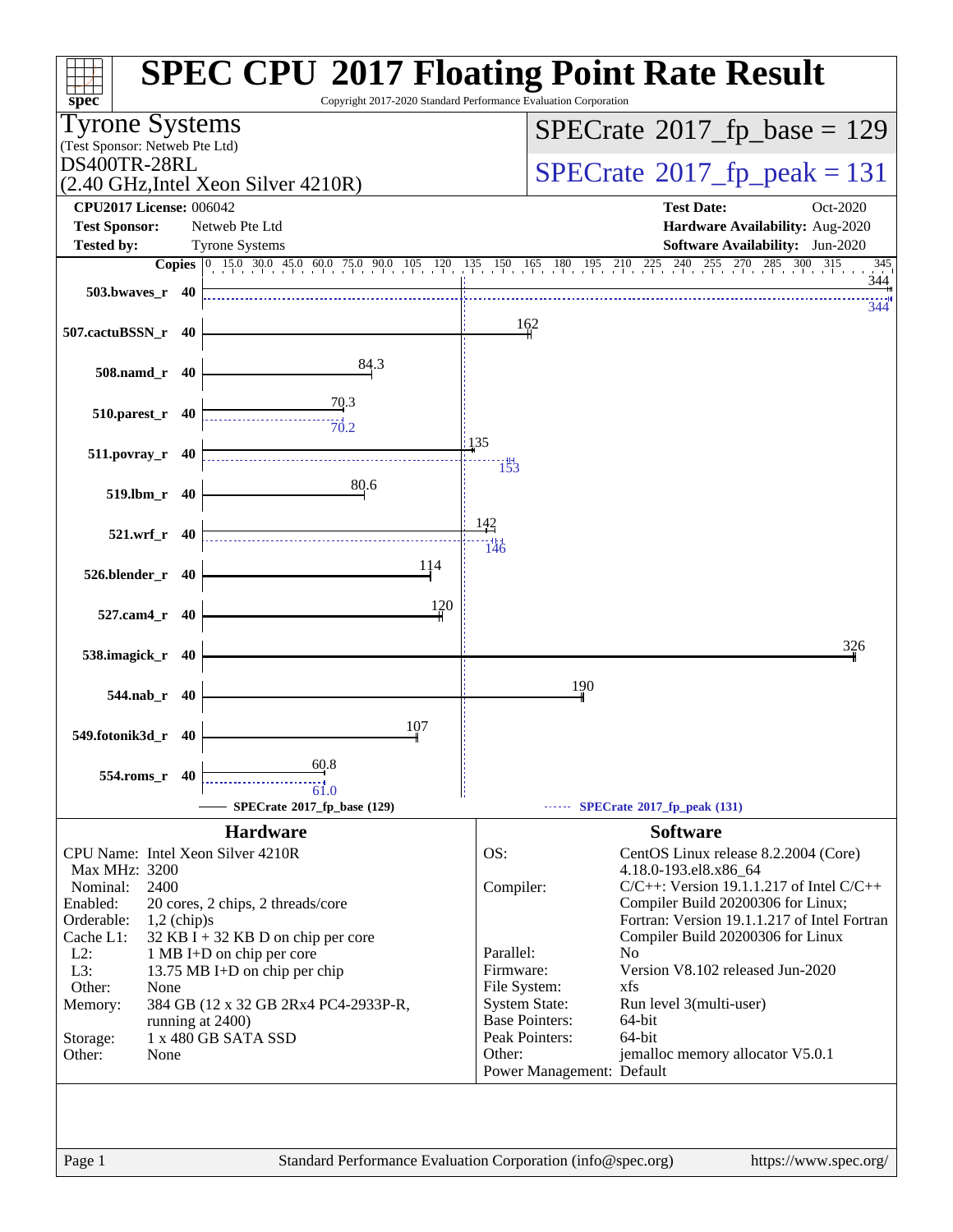# SPEC CPU 2017 Floating Point Rate Result

Copyright 2017-2020 Standard Performance Evaluation Corporation

**Tyrone Systems**
(Test Sponsor: Netweb Pte Ltd)
DS400TR-28RL
(2.40 GHz,Intel Xeon Silver 4210R)

**SPECrate 2017_fp_base = 129**
**SPECrate 2017_fp_peak = 131**

| | | | |
|---|---|---|---|
| **CPU2017 License:** | 006042 | **Test Date:** | Oct-2020 |
| **Test Sponsor:** | Netweb Pte Ltd | **Hardware Availability:** | Aug-2020 |
| **Tested by:** | Tyrone Systems | **Software Availability:** | Jun-2020 |

| Benchmark | Copies | Base | Peak |
|---|---|---|---|
| 503.bwaves_r | 40 | 344 | 344 |
| 507.cactuBSSN_r | 40 | 162 | |
| 508.namd_r | 40 | 84.3 | |
| 510.parest_r | 40 | 70.3 | 70.2 |
| 511.povray_r | 40 | 135 | 153 |
| 519.lbm_r | 40 | 80.6 | |
| 521.wrf_r | 40 | 142 | 146 |
| 526.blender_r | 40 | 114 | |
| 527.cam4_r | 40 | 120 | |
| 538.imagick_r | 40 | 326 | |
| 544.nab_r | 40 | 190 | |
| 549.fotonik3d_r | 40 | 107 | |
| 554.roms_r | 40 | 60.8 | 61.0 |

SPECrate 2017_fp_base (129) — SPECrate 2017_fp_peak (131)

## Hardware

| | |
|---|---|
| CPU Name: | Intel Xeon Silver 4210R |
| Max MHz: | 3200 |
| Nominal: | 2400 |
| Enabled: | 20 cores, 2 chips, 2 threads/core |
| Orderable: | 1,2 (chip)s |
| Cache L1: | 32 KB I + 32 KB D on chip per core |
| L2: | 1 MB I+D on chip per core |
| L3: | 13.75 MB I+D on chip per chip |
| Other: | None |
| Memory: | 384 GB (12 x 32 GB 2Rx4 PC4-2933P-R, running at 2400) |
| Storage: | 1 x 480 GB SATA SSD |
| Other: | None |

## Software

| | |
|---|---|
| OS: | CentOS Linux release 8.2.2004 (Core) 4.18.0-193.el8.x86_64 |
| Compiler: | C/C++: Version 19.1.1.217 of Intel C/C++ Compiler Build 20200306 for Linux; Fortran: Version 19.1.1.217 of Intel Fortran Compiler Build 20200306 for Linux |
| Parallel: | No |
| Firmware: | Version V8.102 released Jun-2020 |
| File System: | xfs |
| System State: | Run level 3(multi-user) |
| Base Pointers: | 64-bit |
| Peak Pointers: | 64-bit |
| Other: | jemalloc memory allocator V5.0.1 |
| Power Management: | Default |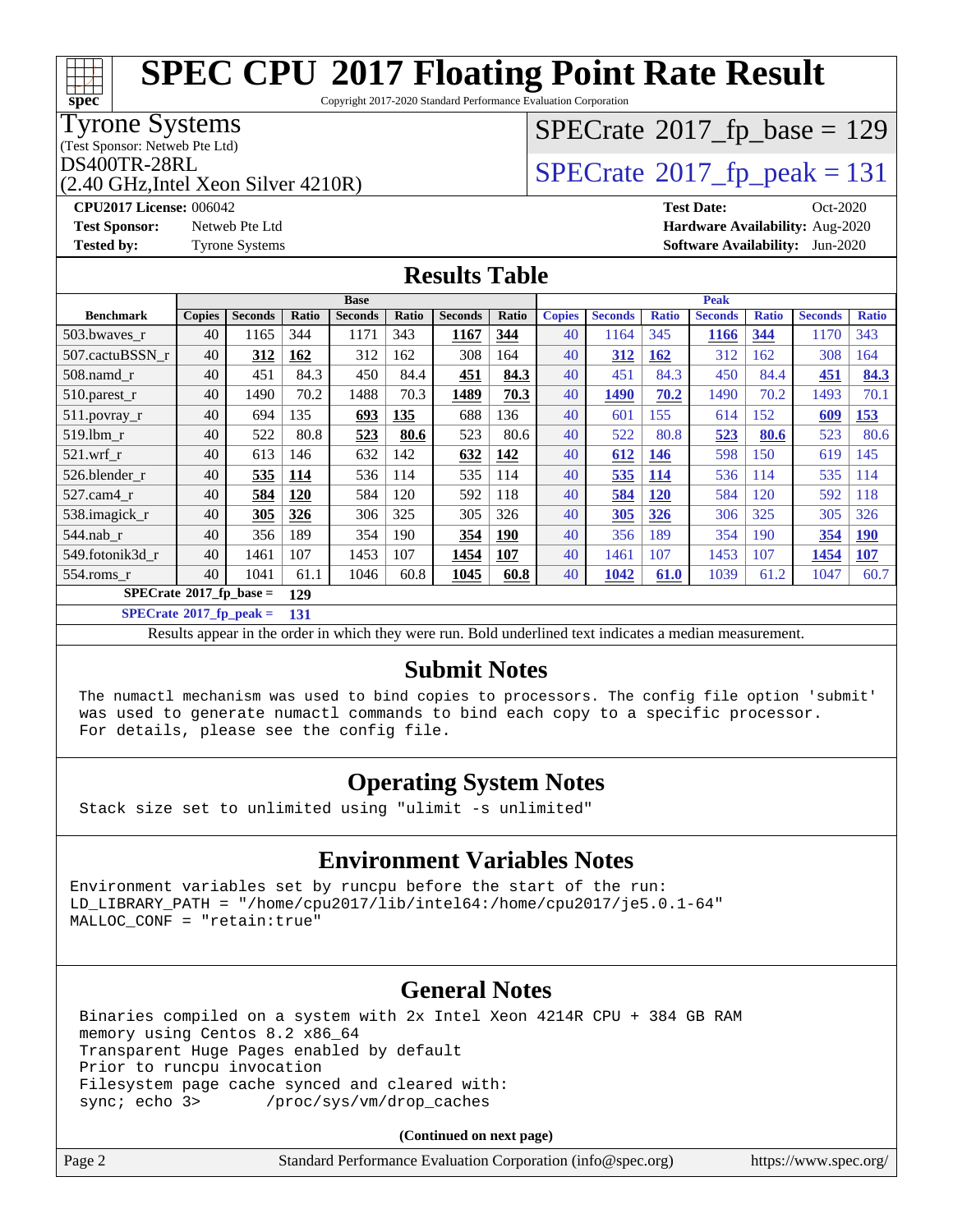# SPEC CPU 2017 Floating Point Rate Result

Copyright 2017-2020 Standard Performance Evaluation Corporation

**Tyrone Systems**
(Test Sponsor: Netweb Pte Ltd)
DS400TR-28RL
(2.40 GHz,Intel Xeon Silver 4210R)

SPECrate 2017_fp_base = 129

SPECrate 2017_fp_peak = 131

**CPU2017 License:** 006042
**Test Sponsor:** Netweb Pte Ltd
**Tested by:** Tyrone Systems

**Test Date:** Oct-2020
**Hardware Availability:** Aug-2020
**Software Availability:** Jun-2020

## Results Table

| | Base | | | | | | | Peak | | | | | | |
|---|---|---|---|---|---|---|---|---|---|---|---|---|---|---|
| **Benchmark** | **Copies** | **Seconds** | **Ratio** | **Seconds** | **Ratio** | **Seconds** | **Ratio** | **Copies** | **Seconds** | **Ratio** | **Seconds** | **Ratio** | **Seconds** | **Ratio** |
| 503.bwaves_r | 40 | 1165 | 344 | 1171 | 343 | **1167** | **344** | 40 | 1164 | 345 | **1166** | **344** | 1170 | 343 |
| 507.cactuBSSN_r | 40 | **312** | **162** | 312 | 162 | 308 | 164 | 40 | **312** | **162** | 312 | 162 | 308 | 164 |
| 508.namd_r | 40 | 451 | 84.3 | 450 | 84.4 | **451** | **84.3** | 40 | 451 | 84.3 | 450 | 84.4 | **451** | **84.3** |
| 510.parest_r | 40 | 1490 | 70.2 | 1488 | 70.3 | **1489** | **70.3** | 40 | **1490** | **70.2** | 1490 | 70.2 | 1493 | 70.1 |
| 511.povray_r | 40 | 694 | 135 | **693** | **135** | 688 | 136 | 40 | 601 | 155 | 614 | 152 | **609** | **153** |
| 519.lbm_r | 40 | 522 | 80.8 | **523** | **80.6** | 523 | 80.6 | 40 | 522 | 80.8 | **523** | **80.6** | 523 | 80.6 |
| 521.wrf_r | 40 | 613 | 146 | 632 | 142 | **632** | **142** | 40 | **612** | **146** | 598 | 150 | 619 | 145 |
| 526.blender_r | 40 | **535** | **114** | 536 | 114 | 535 | 114 | 40 | **535** | **114** | 536 | 114 | 535 | 114 |
| 527.cam4_r | 40 | **584** | **120** | 584 | 120 | 592 | 118 | 40 | **584** | **120** | 584 | 120 | 592 | 118 |
| 538.imagick_r | 40 | **305** | **326** | 306 | 325 | 305 | 326 | 40 | **305** | **326** | 306 | 325 | 305 | 326 |
| 544.nab_r | 40 | 356 | 189 | 354 | 190 | **354** | **190** | 40 | 356 | 189 | 354 | 190 | **354** | **190** |
| 549.fotonik3d_r | 40 | 1461 | 107 | 1453 | 107 | **1454** | **107** | 40 | 1461 | 107 | 1453 | 107 | **1454** | **107** |
| 554.roms_r | 40 | 1041 | 61.1 | 1046 | 60.8 | **1045** | **60.8** | 40 | **1042** | **61.0** | 1039 | 61.2 | 1047 | 60.7 |

**SPECrate 2017_fp_base = 129**

**SPECrate 2017_fp_peak = 131**

Results appear in the order in which they were run. Bold underlined text indicates a median measurement.

## Submit Notes

The numactl mechanism was used to bind copies to processors. The config file option 'submit' was used to generate numactl commands to bind each copy to a specific processor. For details, please see the config file.

## Operating System Notes

Stack size set to unlimited using "ulimit -s unlimited"

## Environment Variables Notes

```
Environment variables set by runcpu before the start of the run:
LD_LIBRARY_PATH = "/home/cpu2017/lib/intel64:/home/cpu2017/je5.0.1-64"
MALLOC_CONF = "retain:true"
```

## General Notes

```
Binaries compiled on a system with 2x Intel Xeon 4214R CPU + 384 GB RAM
memory using Centos 8.2 x86_64
Transparent Huge Pages enabled by default
Prior to runcpu invocation
Filesystem page cache synced and cleared with:
sync; echo 3>       /proc/sys/vm/drop_caches
```

**(Continued on next page)**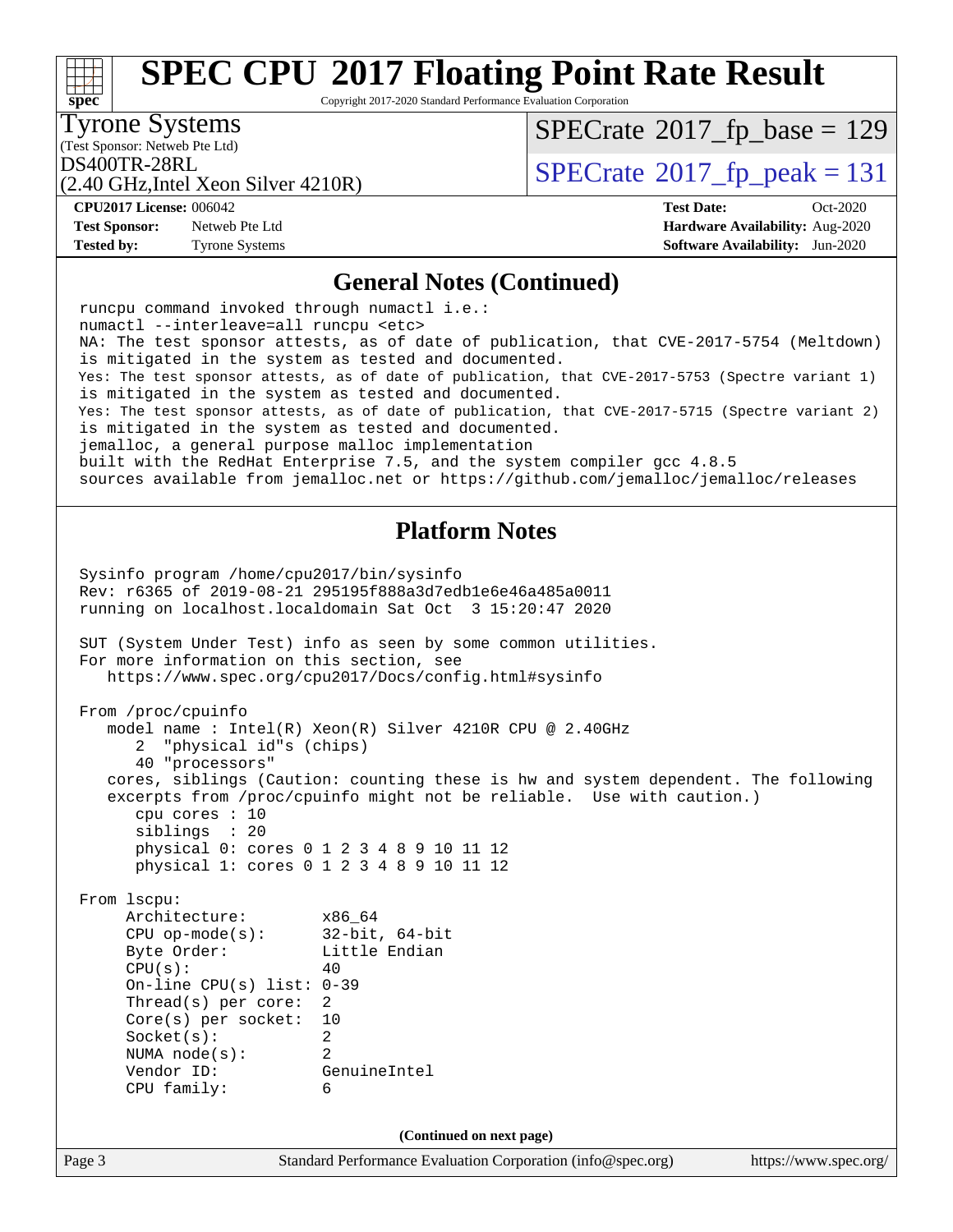# SPEC CPU 2017 Floating Point Rate Result

Copyright 2017-2020 Standard Performance Evaluation Corporation

**Tyrone Systems**
(Test Sponsor: Netweb Pte Ltd)
DS400TR-28RL
(2.40 GHz,Intel Xeon Silver 4210R)

SPECrate 2017_fp_base = 129
SPECrate 2017_fp_peak = 131

**CPU2017 License:** 006042
**Test Sponsor:** Netweb Pte Ltd
**Tested by:** Tyrone Systems

**Test Date:** Oct-2020
**Hardware Availability:** Aug-2020
**Software Availability:** Jun-2020

## General Notes (Continued)

```
runcpu command invoked through numactl i.e.:
numactl --interleave=all runcpu <etc>
NA: The test sponsor attests, as of date of publication, that CVE-2017-5754 (Meltdown)
is mitigated in the system as tested and documented.
Yes: The test sponsor attests, as of date of publication, that CVE-2017-5753 (Spectre variant 1)
is mitigated in the system as tested and documented.
Yes: The test sponsor attests, as of date of publication, that CVE-2017-5715 (Spectre variant 2)
is mitigated in the system as tested and documented.
jemalloc, a general purpose malloc implementation
built with the RedHat Enterprise 7.5, and the system compiler gcc 4.8.5
sources available from jemalloc.net or https://github.com/jemalloc/jemalloc/releases
```

## Platform Notes

```
Sysinfo program /home/cpu2017/bin/sysinfo
Rev: r6365 of 2019-08-21 295195f888a3d7edb1e6e46a485a0011
running on localhost.localdomain Sat Oct  3 15:20:47 2020

SUT (System Under Test) info as seen by some common utilities.
For more information on this section, see
   https://www.spec.org/cpu2017/Docs/config.html#sysinfo

From /proc/cpuinfo
   model name : Intel(R) Xeon(R) Silver 4210R CPU @ 2.40GHz
      2  "physical id"s (chips)
      40 "processors"
   cores, siblings (Caution: counting these is hw and system dependent. The following
   excerpts from /proc/cpuinfo might not be reliable.  Use with caution.)
      cpu cores : 10
      siblings  : 20
      physical 0: cores 0 1 2 3 4 8 9 10 11 12
      physical 1: cores 0 1 2 3 4 8 9 10 11 12

From lscpu:
     Architecture:        x86_64
     CPU op-mode(s):      32-bit, 64-bit
     Byte Order:          Little Endian
     CPU(s):              40
     On-line CPU(s) list: 0-39
     Thread(s) per core:  2
     Core(s) per socket:  10
     Socket(s):           2
     NUMA node(s):        2
     Vendor ID:           GenuineIntel
     CPU family:          6
```

**(Continued on next page)**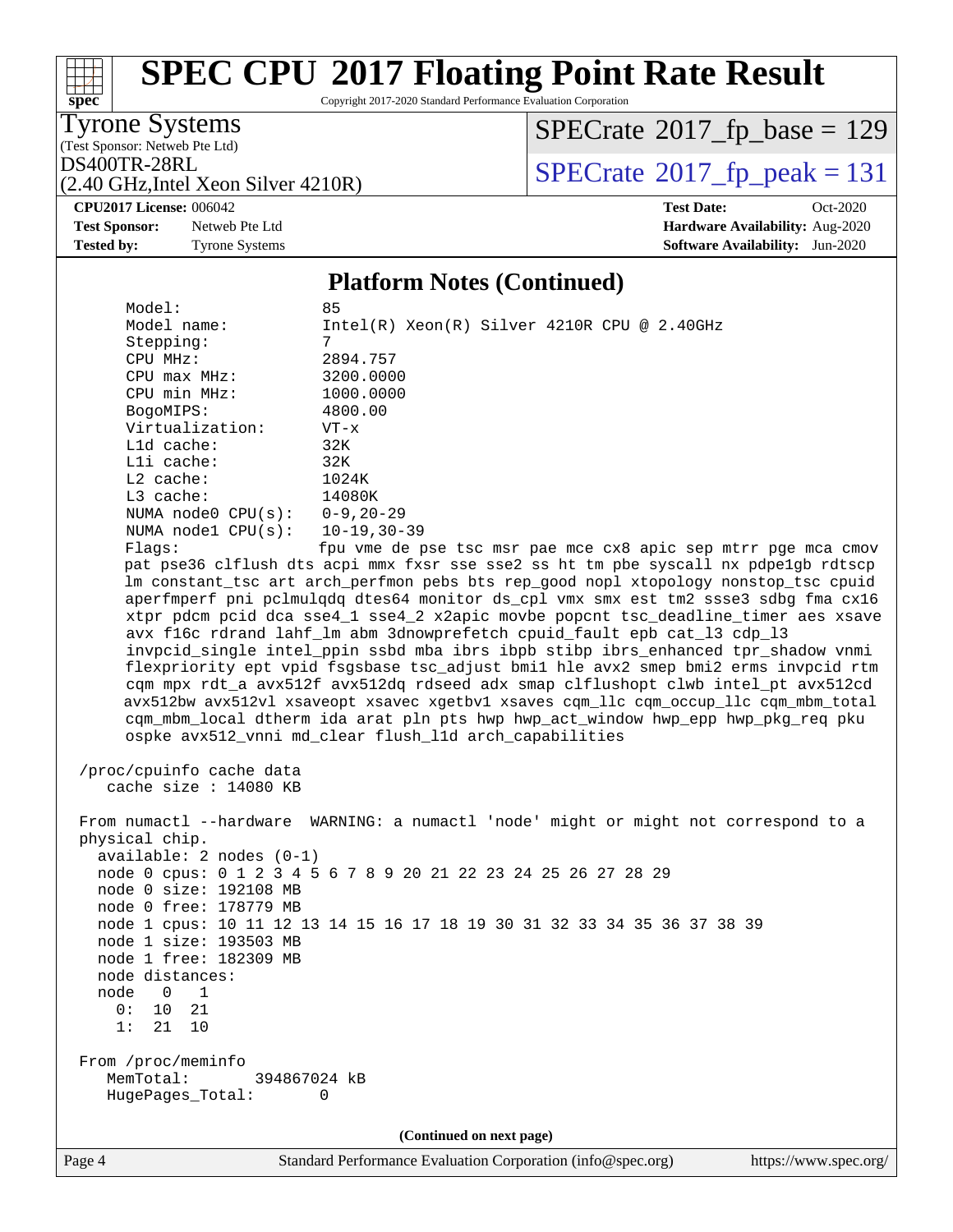# SPEC CPU 2017 Floating Point Rate Result

Copyright 2017-2020 Standard Performance Evaluation Corporation

**Tyrone Systems**
(Test Sponsor: Netweb Pte Ltd)
DS400TR-28RL
(2.40 GHz,Intel Xeon Silver 4210R)

SPECrate 2017_fp_base = 129
SPECrate 2017_fp_peak = 131

| | | | |
|---|---|---|---|
| **CPU2017 License:** | 006042 | **Test Date:** | Oct-2020 |
| **Test Sponsor:** | Netweb Pte Ltd | **Hardware Availability:** | Aug-2020 |
| **Tested by:** | Tyrone Systems | **Software Availability:** | Jun-2020 |

## Platform Notes (Continued)

```
      Model:                 85
      Model name:            Intel(R) Xeon(R) Silver 4210R CPU @ 2.40GHz
      Stepping:              7
      CPU MHz:               2894.757
      CPU max MHz:           3200.0000
      CPU min MHz:           1000.0000
      BogoMIPS:              4800.00
      Virtualization:        VT-x
      L1d cache:             32K
      L1i cache:             32K
      L2 cache:              1024K
      L3 cache:              14080K
      NUMA node0 CPU(s):     0-9,20-29
      NUMA node1 CPU(s):     10-19,30-39
      Flags:                 fpu vme de pse tsc msr pae mce cx8 apic sep mtrr pge mca cmov
      pat pse36 clflush dts acpi mmx fxsr sse sse2 ss ht tm pbe syscall nx pdpe1gb rdtscp
      lm constant_tsc art arch_perfmon pebs bts rep_good nopl xtopology nonstop_tsc cpuid
      aperfmperf pni pclmulqdq dtes64 monitor ds_cpl vmx smx est tm2 ssse3 sdbg fma cx16
      xtpr pdcm pcid dca sse4_1 sse4_2 x2apic movbe popcnt tsc_deadline_timer aes xsave
      avx f16c rdrand lahf_lm abm 3dnowprefetch cpuid_fault epb cat_l3 cdp_l3
      invpcid_single intel_ppin ssbd mba ibrs ibpb stibp ibrs_enhanced tpr_shadow vnmi
      flexpriority ept vpid fsgsbase tsc_adjust bmi1 hle avx2 smep bmi2 erms invpcid rtm
      cqm mpx rdt_a avx512f avx512dq rdseed adx smap clflushopt clwb intel_pt avx512cd
      avx512bw avx512vl xsaveopt xsavec xgetbv1 xsaves cqm_llc cqm_occup_llc cqm_mbm_total
      cqm_mbm_local dtherm ida arat pln pts hwp hwp_act_window hwp_epp hwp_pkg_req pku
      ospke avx512_vnni md_clear flush_l1d arch_capabilities

 /proc/cpuinfo cache data
    cache size : 14080 KB

 From numactl --hardware  WARNING: a numactl 'node' might or might not correspond to a
 physical chip.
   available: 2 nodes (0-1)
   node 0 cpus: 0 1 2 3 4 5 6 7 8 9 20 21 22 23 24 25 26 27 28 29
   node 0 size: 192108 MB
   node 0 free: 178779 MB
   node 1 cpus: 10 11 12 13 14 15 16 17 18 19 30 31 32 33 34 35 36 37 38 39
   node 1 size: 193503 MB
   node 1 free: 182309 MB
   node distances:
   node   0   1
     0:  10  21
     1:  21  10

 From /proc/meminfo
    MemTotal:       394867024 kB
    HugePages_Total:       0
```

(Continued on next page)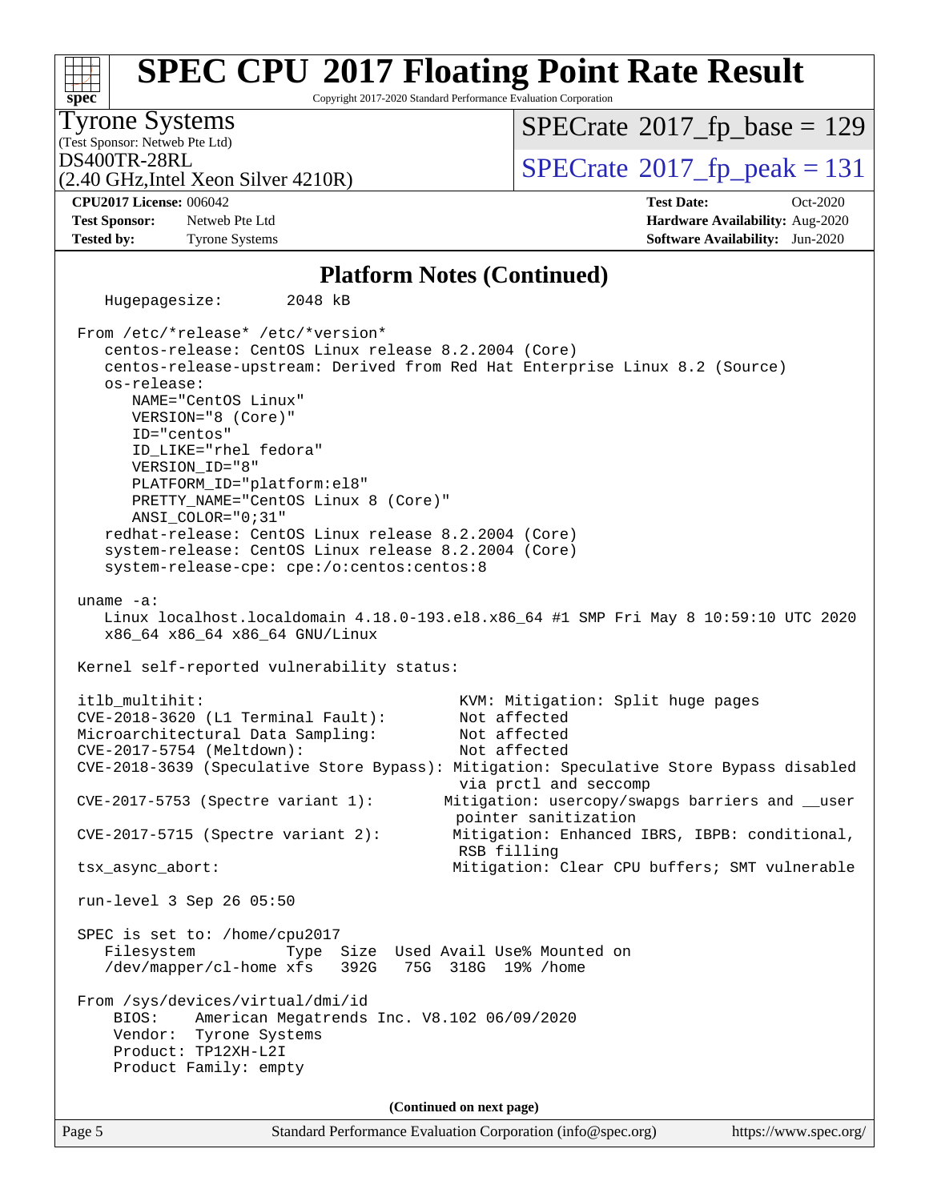# SPEC CPU 2017 Floating Point Rate Result

Copyright 2017-2020 Standard Performance Evaluation Corporation

**Tyrone Systems**
(Test Sponsor: Netweb Pte Ltd)
DS400TR-28RL
(2.40 GHz,Intel Xeon Silver 4210R)

SPECrate 2017_fp_base = 129
SPECrate 2017_fp_peak = 131

**CPU2017 License:** 006042
**Test Sponsor:** Netweb Pte Ltd
**Tested by:** Tyrone Systems

**Test Date:** Oct-2020
**Hardware Availability:** Aug-2020
**Software Availability:** Jun-2020

## Platform Notes (Continued)

```
   Hugepagesize:        2048 kB

From /etc/*release* /etc/*version*
   centos-release: CentOS Linux release 8.2.2004 (Core)
   centos-release-upstream: Derived from Red Hat Enterprise Linux 8.2 (Source)
   os-release:
      NAME="CentOS Linux"
      VERSION="8 (Core)"
      ID="centos"
      ID_LIKE="rhel fedora"
      VERSION_ID="8"
      PLATFORM_ID="platform:el8"
      PRETTY_NAME="CentOS Linux 8 (Core)"
      ANSI_COLOR="0;31"
   redhat-release: CentOS Linux release 8.2.2004 (Core)
   system-release: CentOS Linux release 8.2.2004 (Core)
   system-release-cpe: cpe:/o:centos:centos:8

uname -a:
   Linux localhost.localdomain 4.18.0-193.el8.x86_64 #1 SMP Fri May 8 10:59:10 UTC 2020
   x86_64 x86_64 x86_64 GNU/Linux

Kernel self-reported vulnerability status:

itlb_multihit:                                   KVM: Mitigation: Split huge pages
CVE-2018-3620 (L1 Terminal Fault):               Not affected
Microarchitectural Data Sampling:                Not affected
CVE-2017-5754 (Meltdown):                        Not affected
CVE-2018-3639 (Speculative Store Bypass): Mitigation: Speculative Store Bypass disabled
                                                 via prctl and seccomp
CVE-2017-5753 (Spectre variant 1):             Mitigation: usercopy/swapgs barriers and __user
                                                 pointer sanitization
CVE-2017-5715 (Spectre variant 2):              Mitigation: Enhanced IBRS, IBPB: conditional,
                                                 RSB filling
tsx_async_abort:                                Mitigation: Clear CPU buffers; SMT vulnerable

run-level 3 Sep 26 05:50

SPEC is set to: /home/cpu2017
   Filesystem          Type  Size  Used Avail Use% Mounted on
   /dev/mapper/cl-home xfs   392G   75G  318G  19% /home

From /sys/devices/virtual/dmi/id
    BIOS:    American Megatrends Inc. V8.102 06/09/2020
    Vendor:  Tyrone Systems
    Product: TP12XH-L2I
    Product Family: empty
```

**(Continued on next page)**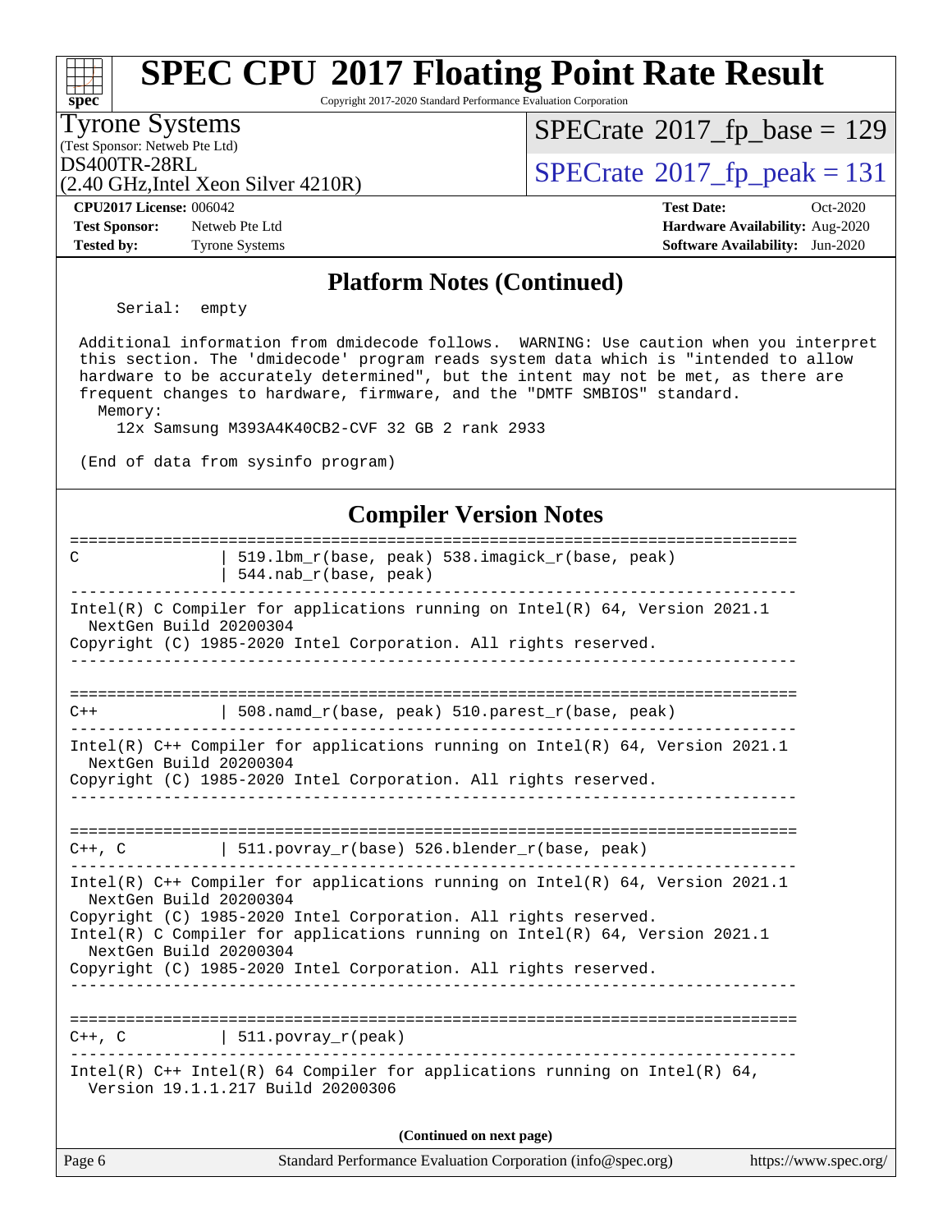## Platform Notes (Continued)

```
    Serial:  empty

 Additional information from dmidecode follows.  WARNING: Use caution when you interpret
 this section. The 'dmidecode' program reads system data which is "intended to allow
 hardware to be accurately determined", but the intent may not be met, as there are
 frequent changes to hardware, firmware, and the "DMTF SMBIOS" standard.
   Memory:
     12x Samsung M393A4K40CB2-CVF 32 GB 2 rank 2933

 (End of data from sysinfo program)
```

## Compiler Version Notes

```
==============================================================================
C               | 519.lbm_r(base, peak) 538.imagick_r(base, peak)
                | 544.nab_r(base, peak)
------------------------------------------------------------------------------
Intel(R) C Compiler for applications running on Intel(R) 64, Version 2021.1
  NextGen Build 20200304
Copyright (C) 1985-2020 Intel Corporation. All rights reserved.
------------------------------------------------------------------------------

==============================================================================
C++             | 508.namd_r(base, peak) 510.parest_r(base, peak)
------------------------------------------------------------------------------
Intel(R) C++ Compiler for applications running on Intel(R) 64, Version 2021.1
  NextGen Build 20200304
Copyright (C) 1985-2020 Intel Corporation. All rights reserved.
------------------------------------------------------------------------------

==============================================================================
C++, C          | 511.povray_r(base) 526.blender_r(base, peak)
------------------------------------------------------------------------------
Intel(R) C++ Compiler for applications running on Intel(R) 64, Version 2021.1
  NextGen Build 20200304
Copyright (C) 1985-2020 Intel Corporation. All rights reserved.
Intel(R) C Compiler for applications running on Intel(R) 64, Version 2021.1
  NextGen Build 20200304
Copyright (C) 1985-2020 Intel Corporation. All rights reserved.
------------------------------------------------------------------------------

==============================================================================
C++, C          | 511.povray_r(peak)
------------------------------------------------------------------------------
Intel(R) C++ Intel(R) 64 Compiler for applications running on Intel(R) 64,
  Version 19.1.1.217 Build 20200306
```

(Continued on next page)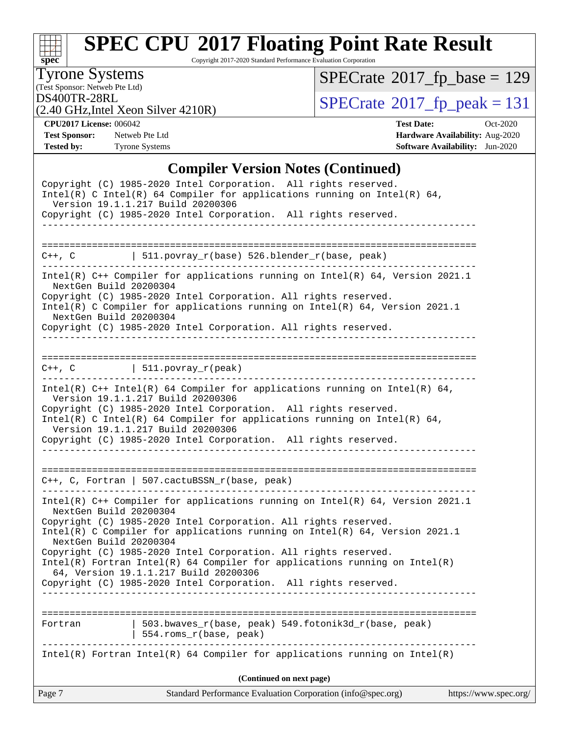# SPEC CPU 2017 Floating Point Rate Result

Copyright 2017-2020 Standard Performance Evaluation Corporation

**Tyrone Systems**
(Test Sponsor: Netweb Pte Ltd)
**DS400TR-28RL**
(2.40 GHz,Intel Xeon Silver 4210R)

**SPECrate 2017_fp_base = 129**
**SPECrate 2017_fp_peak = 131**

| | | | |
|---|---|---|---|
| **CPU2017 License:** | 006042 | **Test Date:** | Oct-2020 |
| **Test Sponsor:** | Netweb Pte Ltd | **Hardware Availability:** | Aug-2020 |
| **Tested by:** | Tyrone Systems | **Software Availability:** | Jun-2020 |

## Compiler Version Notes (Continued)

```
Copyright (C) 1985-2020 Intel Corporation.  All rights reserved.
Intel(R) C Intel(R) 64 Compiler for applications running on Intel(R) 64,
  Version 19.1.1.217 Build 20200306
Copyright (C) 1985-2020 Intel Corporation.  All rights reserved.
------------------------------------------------------------------------------

==============================================================================
C++, C          | 511.povray_r(base) 526.blender_r(base, peak)
------------------------------------------------------------------------------
Intel(R) C++ Compiler for applications running on Intel(R) 64, Version 2021.1
  NextGen Build 20200304
Copyright (C) 1985-2020 Intel Corporation. All rights reserved.
Intel(R) C Compiler for applications running on Intel(R) 64, Version 2021.1
  NextGen Build 20200304
Copyright (C) 1985-2020 Intel Corporation. All rights reserved.
------------------------------------------------------------------------------

==============================================================================
C++, C          | 511.povray_r(peak)
------------------------------------------------------------------------------
Intel(R) C++ Intel(R) 64 Compiler for applications running on Intel(R) 64,
  Version 19.1.1.217 Build 20200306
Copyright (C) 1985-2020 Intel Corporation.  All rights reserved.
Intel(R) C Intel(R) 64 Compiler for applications running on Intel(R) 64,
  Version 19.1.1.217 Build 20200306
Copyright (C) 1985-2020 Intel Corporation.  All rights reserved.
------------------------------------------------------------------------------

==============================================================================
C++, C, Fortran | 507.cactuBSSN_r(base, peak)
------------------------------------------------------------------------------
Intel(R) C++ Compiler for applications running on Intel(R) 64, Version 2021.1
  NextGen Build 20200304
Copyright (C) 1985-2020 Intel Corporation. All rights reserved.
Intel(R) C Compiler for applications running on Intel(R) 64, Version 2021.1
  NextGen Build 20200304
Copyright (C) 1985-2020 Intel Corporation. All rights reserved.
Intel(R) Fortran Intel(R) 64 Compiler for applications running on Intel(R)
  64, Version 19.1.1.217 Build 20200306
Copyright (C) 1985-2020 Intel Corporation.  All rights reserved.
------------------------------------------------------------------------------

==============================================================================
Fortran         | 503.bwaves_r(base, peak) 549.fotonik3d_r(base, peak)
                | 554.roms_r(base, peak)
------------------------------------------------------------------------------
Intel(R) Fortran Intel(R) 64 Compiler for applications running on Intel(R)
```

**(Continued on next page)**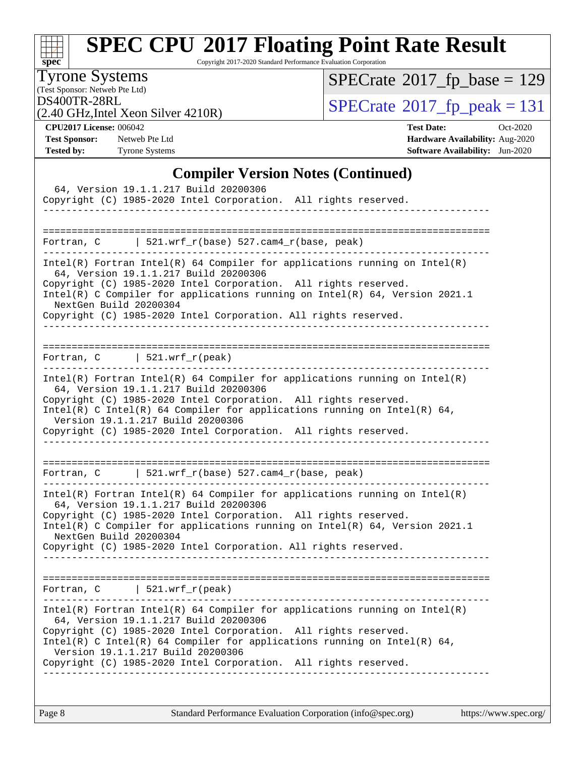## Compiler Version Notes (Continued)

```
  64, Version 19.1.1.217 Build 20200306
Copyright (C) 1985-2020 Intel Corporation.  All rights reserved.
------------------------------------------------------------------------------

==============================================================================
Fortran, C      | 521.wrf_r(base) 527.cam4_r(base, peak)
------------------------------------------------------------------------------
Intel(R) Fortran Intel(R) 64 Compiler for applications running on Intel(R)
  64, Version 19.1.1.217 Build 20200306
Copyright (C) 1985-2020 Intel Corporation.  All rights reserved.
Intel(R) C Compiler for applications running on Intel(R) 64, Version 2021.1
  NextGen Build 20200304
Copyright (C) 1985-2020 Intel Corporation. All rights reserved.
------------------------------------------------------------------------------

==============================================================================
Fortran, C      | 521.wrf_r(peak)
------------------------------------------------------------------------------
Intel(R) Fortran Intel(R) 64 Compiler for applications running on Intel(R)
  64, Version 19.1.1.217 Build 20200306
Copyright (C) 1985-2020 Intel Corporation.  All rights reserved.
Intel(R) C Intel(R) 64 Compiler for applications running on Intel(R) 64,
  Version 19.1.1.217 Build 20200306
Copyright (C) 1985-2020 Intel Corporation.  All rights reserved.
------------------------------------------------------------------------------

==============================================================================
Fortran, C      | 521.wrf_r(base) 527.cam4_r(base, peak)
------------------------------------------------------------------------------
Intel(R) Fortran Intel(R) 64 Compiler for applications running on Intel(R)
  64, Version 19.1.1.217 Build 20200306
Copyright (C) 1985-2020 Intel Corporation.  All rights reserved.
Intel(R) C Compiler for applications running on Intel(R) 64, Version 2021.1
  NextGen Build 20200304
Copyright (C) 1985-2020 Intel Corporation. All rights reserved.
------------------------------------------------------------------------------

==============================================================================
Fortran, C      | 521.wrf_r(peak)
------------------------------------------------------------------------------
Intel(R) Fortran Intel(R) 64 Compiler for applications running on Intel(R)
  64, Version 19.1.1.217 Build 20200306
Copyright (C) 1985-2020 Intel Corporation.  All rights reserved.
Intel(R) C Intel(R) 64 Compiler for applications running on Intel(R) 64,
  Version 19.1.1.217 Build 20200306
Copyright (C) 1985-2020 Intel Corporation.  All rights reserved.
------------------------------------------------------------------------------
```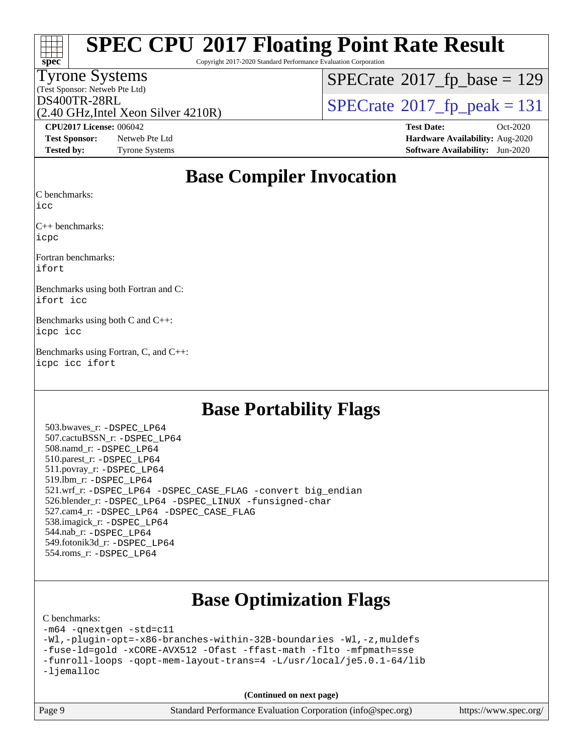# SPEC CPU 2017 Floating Point Rate Result

Copyright 2017-2020 Standard Performance Evaluation Corporation

Tyrone Systems
(Test Sponsor: Netweb Pte Ltd)
DS400TR-28RL
(2.40 GHz,Intel Xeon Silver 4210R)

SPECrate 2017_fp_base = 129
SPECrate 2017_fp_peak = 131

**CPU2017 License:** 006042
**Test Sponsor:** Netweb Pte Ltd
**Tested by:** Tyrone Systems

**Test Date:** Oct-2020
**Hardware Availability:** Aug-2020
**Software Availability:** Jun-2020

## Base Compiler Invocation

C benchmarks:
`icc`

C++ benchmarks:
`icpc`

Fortran benchmarks:
`ifort`

Benchmarks using both Fortran and C:
`ifort icc`

Benchmarks using both C and C++:
`icpc icc`

Benchmarks using Fortran, C, and C++:
`icpc icc ifort`

## Base Portability Flags

503.bwaves_r: `-DSPEC_LP64`
507.cactuBSSN_r: `-DSPEC_LP64`
508.namd_r: `-DSPEC_LP64`
510.parest_r: `-DSPEC_LP64`
511.povray_r: `-DSPEC_LP64`
519.lbm_r: `-DSPEC_LP64`
521.wrf_r: `-DSPEC_LP64 -DSPEC_CASE_FLAG -convert big_endian`
526.blender_r: `-DSPEC_LP64 -DSPEC_LINUX -funsigned-char`
527.cam4_r: `-DSPEC_LP64 -DSPEC_CASE_FLAG`
538.imagick_r: `-DSPEC_LP64`
544.nab_r: `-DSPEC_LP64`
549.fotonik3d_r: `-DSPEC_LP64`
554.roms_r: `-DSPEC_LP64`

## Base Optimization Flags

C benchmarks:

```
-m64 -qnextgen -std=c11
-Wl,-plugin-opt=-x86-branches-within-32B-boundaries -Wl,-z,muldefs
-fuse-ld=gold -xCORE-AVX512 -Ofast -ffast-math -flto -mfpmath=sse
-funroll-loops -qopt-mem-layout-trans=4 -L/usr/local/je5.0.1-64/lib
-ljemalloc
```

**(Continued on next page)**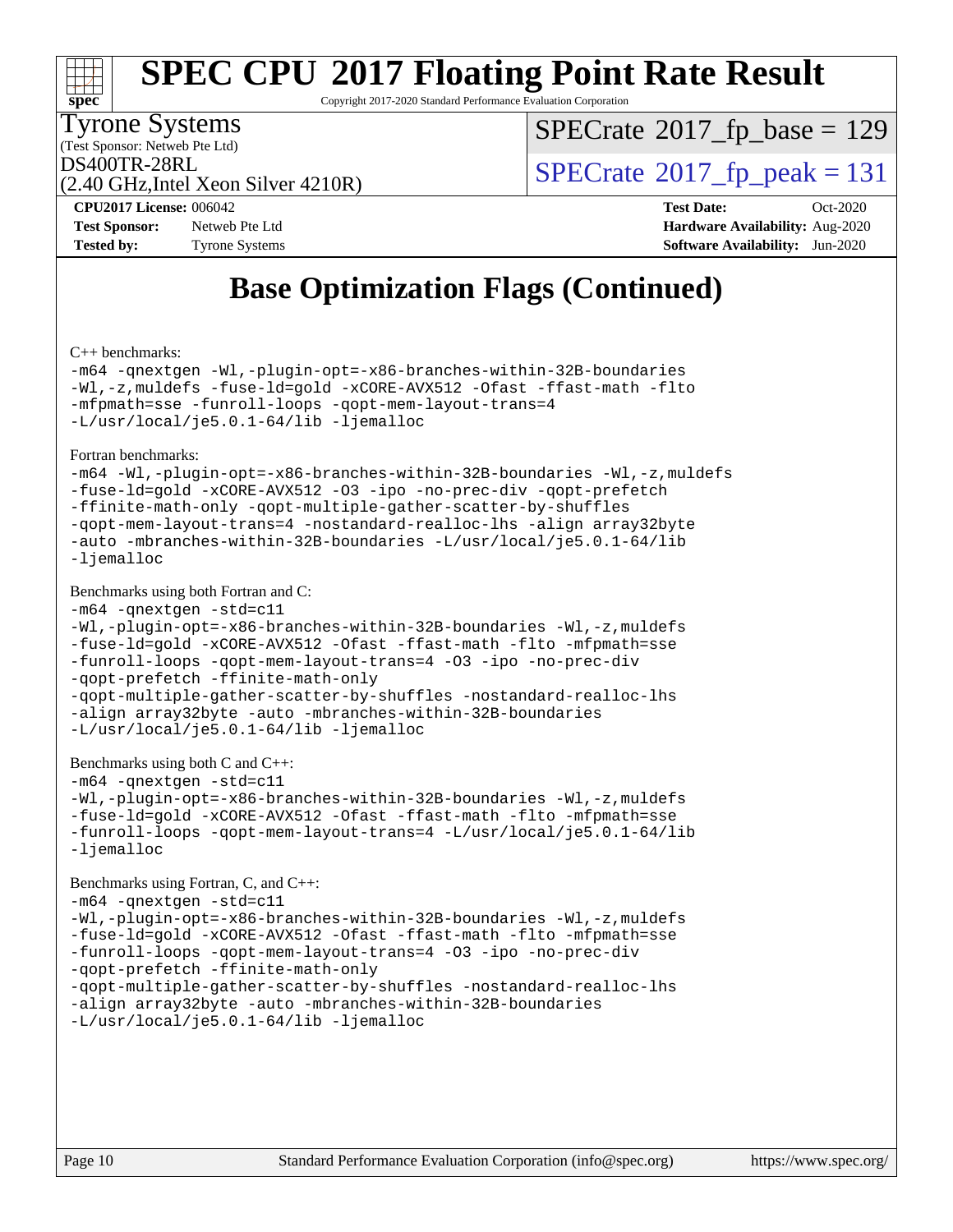# SPEC CPU 2017 Floating Point Rate Result

Copyright 2017-2020 Standard Performance Evaluation Corporation

Tyrone Systems
(Test Sponsor: Netweb Pte Ltd)
DS400TR-28RL
(2.40 GHz,Intel Xeon Silver 4210R)

SPECrate 2017_fp_base = 129
SPECrate 2017_fp_peak = 131

**CPU2017 License:** 006042
**Test Sponsor:** Netweb Pte Ltd
**Tested by:** Tyrone Systems
**Test Date:** Oct-2020
**Hardware Availability:** Aug-2020
**Software Availability:** Jun-2020

## Base Optimization Flags (Continued)

C++ benchmarks:

```
-m64 -qnextgen -Wl,-plugin-opt=-x86-branches-within-32B-boundaries
-Wl,-z,muldefs -fuse-ld=gold -xCORE-AVX512 -Ofast -ffast-math -flto
-mfpmath=sse -funroll-loops -qopt-mem-layout-trans=4
-L/usr/local/je5.0.1-64/lib -ljemalloc
```

Fortran benchmarks:

```
-m64 -Wl,-plugin-opt=-x86-branches-within-32B-boundaries -Wl,-z,muldefs
-fuse-ld=gold -xCORE-AVX512 -O3 -ipo -no-prec-div -qopt-prefetch
-ffinite-math-only -qopt-multiple-gather-scatter-by-shuffles
-qopt-mem-layout-trans=4 -nostandard-realloc-lhs -align array32byte
-auto -mbranches-within-32B-boundaries -L/usr/local/je5.0.1-64/lib
-ljemalloc
```

Benchmarks using both Fortran and C:

```
-m64 -qnextgen -std=c11
-Wl,-plugin-opt=-x86-branches-within-32B-boundaries -Wl,-z,muldefs
-fuse-ld=gold -xCORE-AVX512 -Ofast -ffast-math -flto -mfpmath=sse
-funroll-loops -qopt-mem-layout-trans=4 -O3 -ipo -no-prec-div
-qopt-prefetch -ffinite-math-only
-qopt-multiple-gather-scatter-by-shuffles -nostandard-realloc-lhs
-align array32byte -auto -mbranches-within-32B-boundaries
-L/usr/local/je5.0.1-64/lib -ljemalloc
```

Benchmarks using both C and C++:

```
-m64 -qnextgen -std=c11
-Wl,-plugin-opt=-x86-branches-within-32B-boundaries -Wl,-z,muldefs
-fuse-ld=gold -xCORE-AVX512 -Ofast -ffast-math -flto -mfpmath=sse
-funroll-loops -qopt-mem-layout-trans=4 -L/usr/local/je5.0.1-64/lib
-ljemalloc
```

Benchmarks using Fortran, C, and C++:

```
-m64 -qnextgen -std=c11
-Wl,-plugin-opt=-x86-branches-within-32B-boundaries -Wl,-z,muldefs
-fuse-ld=gold -xCORE-AVX512 -Ofast -ffast-math -flto -mfpmath=sse
-funroll-loops -qopt-mem-layout-trans=4 -O3 -ipo -no-prec-div
-qopt-prefetch -ffinite-math-only
-qopt-multiple-gather-scatter-by-shuffles -nostandard-realloc-lhs
-align array32byte -auto -mbranches-within-32B-boundaries
-L/usr/local/je5.0.1-64/lib -ljemalloc
```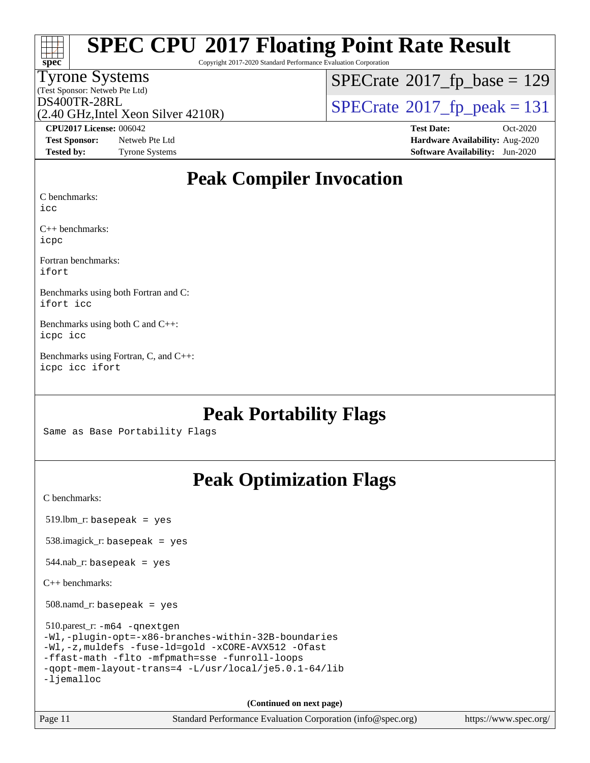# SPEC CPU 2017 Floating Point Rate Result

Copyright 2017-2020 Standard Performance Evaluation Corporation

Tyrone Systems
(Test Sponsor: Netweb Pte Ltd)
DS400TR-28RL
(2.40 GHz,Intel Xeon Silver 4210R)

SPECrate 2017_fp_base = 129
SPECrate 2017_fp_peak = 131

**CPU2017 License:** 006042
**Test Sponsor:** Netweb Pte Ltd
**Tested by:** Tyrone Systems

**Test Date:** Oct-2020
**Hardware Availability:** Aug-2020
**Software Availability:** Jun-2020

## Peak Compiler Invocation

C benchmarks:
`icc`

C++ benchmarks:
`icpc`

Fortran benchmarks:
`ifort`

Benchmarks using both Fortran and C:
`ifort icc`

Benchmarks using both C and C++:
`icpc icc`

Benchmarks using Fortran, C, and C++:
`icpc icc ifort`

## Peak Portability Flags

Same as Base Portability Flags

## Peak Optimization Flags

C benchmarks:

519.lbm_r: `basepeak = yes`

538.imagick_r: `basepeak = yes`

544.nab_r: `basepeak = yes`

C++ benchmarks:

508.namd_r: `basepeak = yes`

510.parest_r:
```
-m64 -qnextgen
-Wl,-plugin-opt=-x86-branches-within-32B-boundaries
-Wl,-z,muldefs -fuse-ld=gold -xCORE-AVX512 -Ofast
-ffast-math -flto -mfpmath=sse -funroll-loops
-qopt-mem-layout-trans=4 -L/usr/local/je5.0.1-64/lib
-ljemalloc
```

(Continued on next page)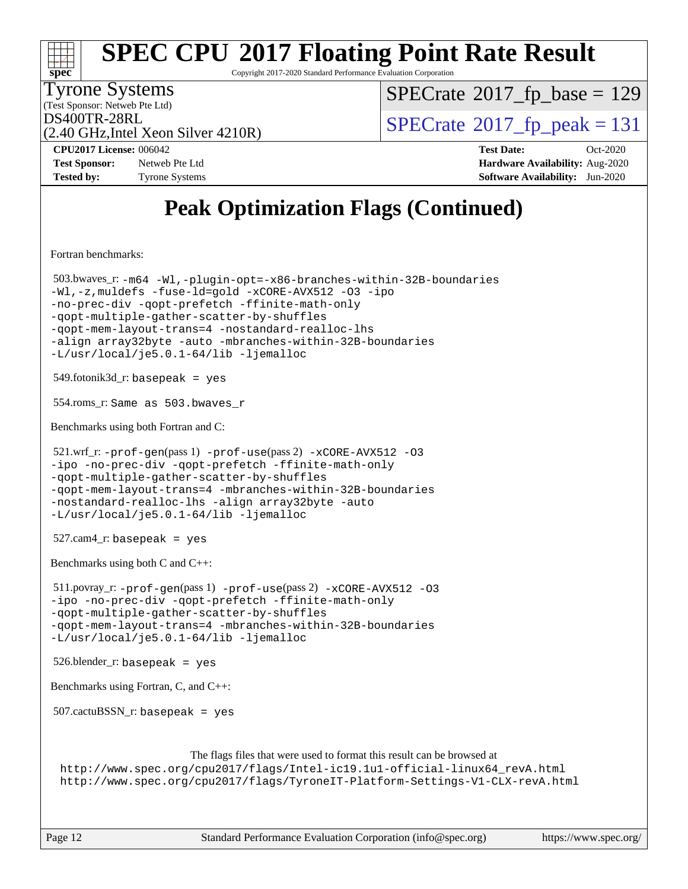# Peak Optimization Flags (Continued)

Fortran benchmarks:

503.bwaves_r: -m64 -Wl,-plugin-opt=-x86-branches-within-32B-boundaries -Wl,-z,muldefs -fuse-ld=gold -xCORE-AVX512 -O3 -ipo -no-prec-div -qopt-prefetch -ffinite-math-only -qopt-multiple-gather-scatter-by-shuffles -qopt-mem-layout-trans=4 -nostandard-realloc-lhs -align array32byte -auto -mbranches-within-32B-boundaries -L/usr/local/je5.0.1-64/lib -ljemalloc

549.fotonik3d_r: basepeak = yes

554.roms_r: Same as 503.bwaves_r

Benchmarks using both Fortran and C:

521.wrf_r: -prof-gen(pass 1) -prof-use(pass 2) -xCORE-AVX512 -O3 -ipo -no-prec-div -qopt-prefetch -ffinite-math-only -qopt-multiple-gather-scatter-by-shuffles -qopt-mem-layout-trans=4 -mbranches-within-32B-boundaries -nostandard-realloc-lhs -align array32byte -auto -L/usr/local/je5.0.1-64/lib -ljemalloc

527.cam4_r: basepeak = yes

Benchmarks using both C and C++:

511.povray_r: -prof-gen(pass 1) -prof-use(pass 2) -xCORE-AVX512 -O3 -ipo -no-prec-div -qopt-prefetch -ffinite-math-only -qopt-multiple-gather-scatter-by-shuffles -qopt-mem-layout-trans=4 -mbranches-within-32B-boundaries -L/usr/local/je5.0.1-64/lib -ljemalloc

526.blender_r: basepeak = yes

Benchmarks using Fortran, C, and C++:

507.cactuBSSN_r: basepeak = yes

The flags files that were used to format this result can be browsed at
http://www.spec.org/cpu2017/flags/Intel-ic19.1u1-official-linux64_revA.html
http://www.spec.org/cpu2017/flags/TyroneIT-Platform-Settings-V1-CLX-revA.html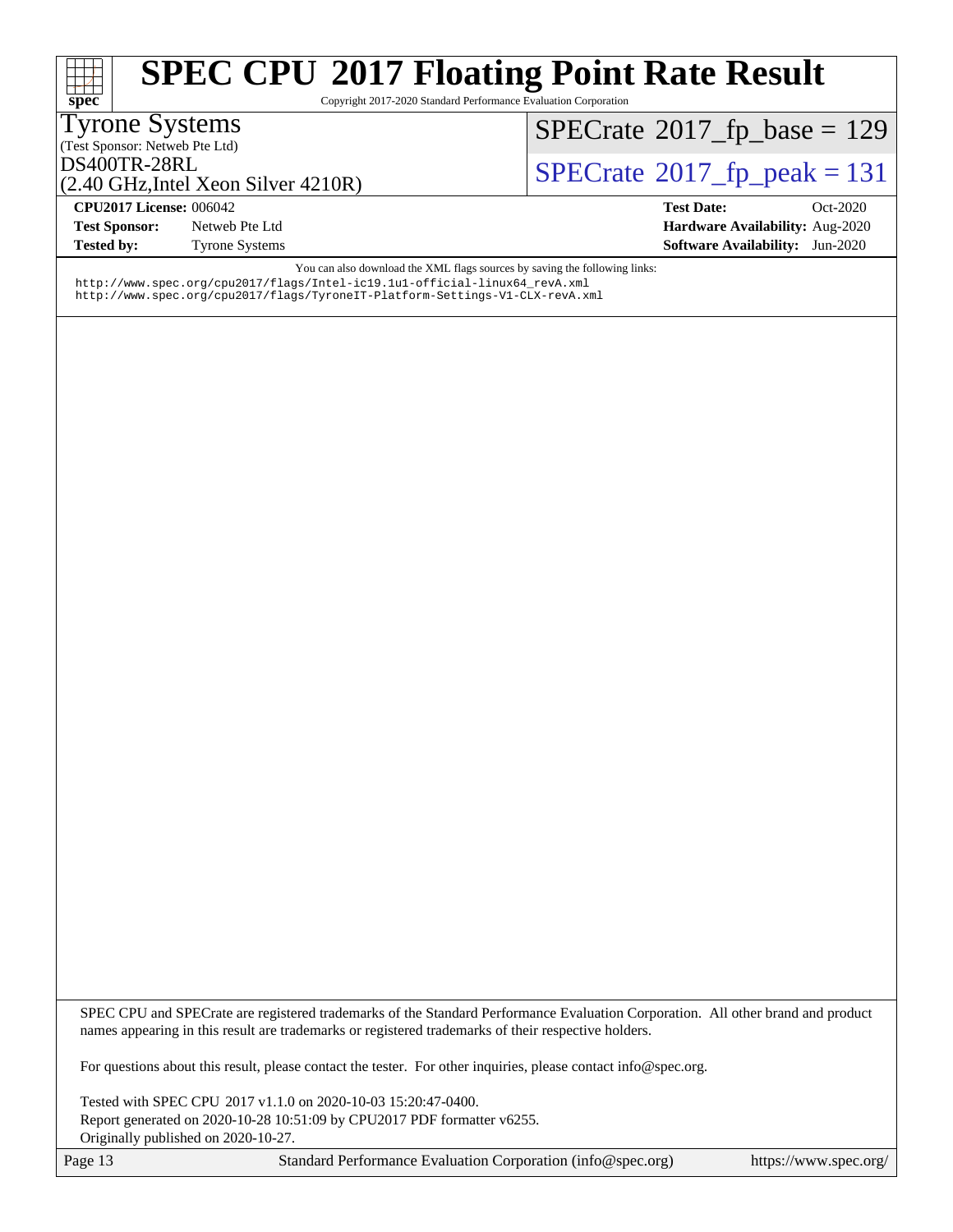# SPEC CPU 2017 Floating Point Rate Result

Copyright 2017-2020 Standard Performance Evaluation Corporation

**Tyrone Systems**
(Test Sponsor: Netweb Pte Ltd)
DS400TR-28RL
(2.40 GHz,Intel Xeon Silver 4210R)

SPECrate 2017_fp_base = 129

SPECrate 2017_fp_peak = 131

| | | | |
|---|---|---|---|
| **CPU2017 License:** | 006042 | **Test Date:** | Oct-2020 |
| **Test Sponsor:** | Netweb Pte Ltd | **Hardware Availability:** | Aug-2020 |
| **Tested by:** | Tyrone Systems | **Software Availability:** | Jun-2020 |

You can also download the XML flags sources by saving the following links:

```
http://www.spec.org/cpu2017/flags/Intel-ic19.1u1-official-linux64_revA.xml
http://www.spec.org/cpu2017/flags/TyroneIT-Platform-Settings-V1-CLX-revA.xml
```

SPEC CPU and SPECrate are registered trademarks of the Standard Performance Evaluation Corporation. All other brand and product names appearing in this result are trademarks or registered trademarks of their respective holders.

For questions about this result, please contact the tester. For other inquiries, please contact info@spec.org.

Tested with SPEC CPU 2017 v1.1.0 on 2020-10-03 15:20:47-0400.
Report generated on 2020-10-28 10:51:09 by CPU2017 PDF formatter v6255.
Originally published on 2020-10-27.